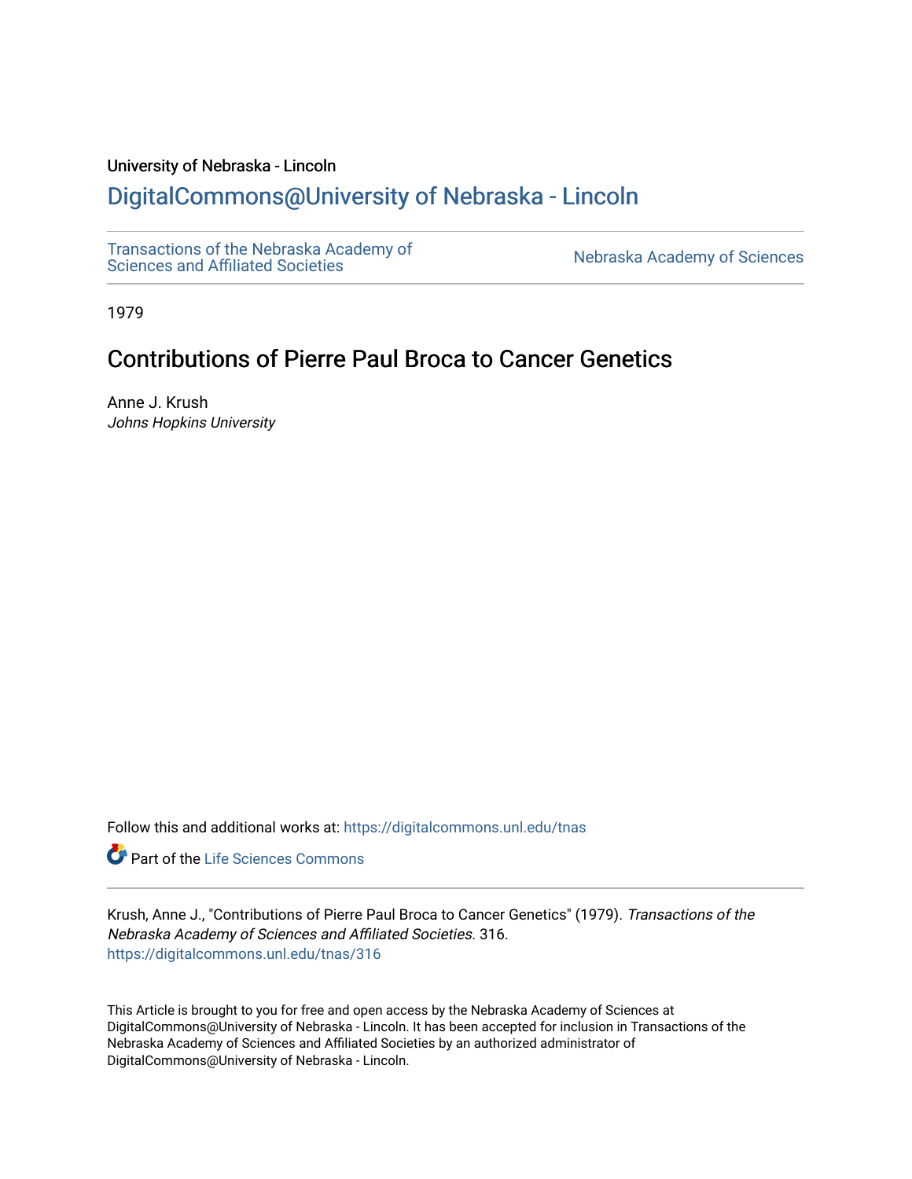University of Nebraska - Lincoln

## DigitalCommons@University of Nebraska - Lincoln

Transactions of the Nebraska Academy of Sciences and Affiliated Societies

Nebraska Academy of Sciences

1979

# Contributions of Pierre Paul Broca to Cancer Genetics

Anne J. Krush
*Johns Hopkins University*

Follow this and additional works at: https://digitalcommons.unl.edu/tnas

Part of the Life Sciences Commons

Krush, Anne J., "Contributions of Pierre Paul Broca to Cancer Genetics" (1979). *Transactions of the Nebraska Academy of Sciences and Affiliated Societies*. 316.
https://digitalcommons.unl.edu/tnas/316

This Article is brought to you for free and open access by the Nebraska Academy of Sciences at DigitalCommons@University of Nebraska - Lincoln. It has been accepted for inclusion in Transactions of the Nebraska Academy of Sciences and Affiliated Societies by an authorized administrator of DigitalCommons@University of Nebraska - Lincoln.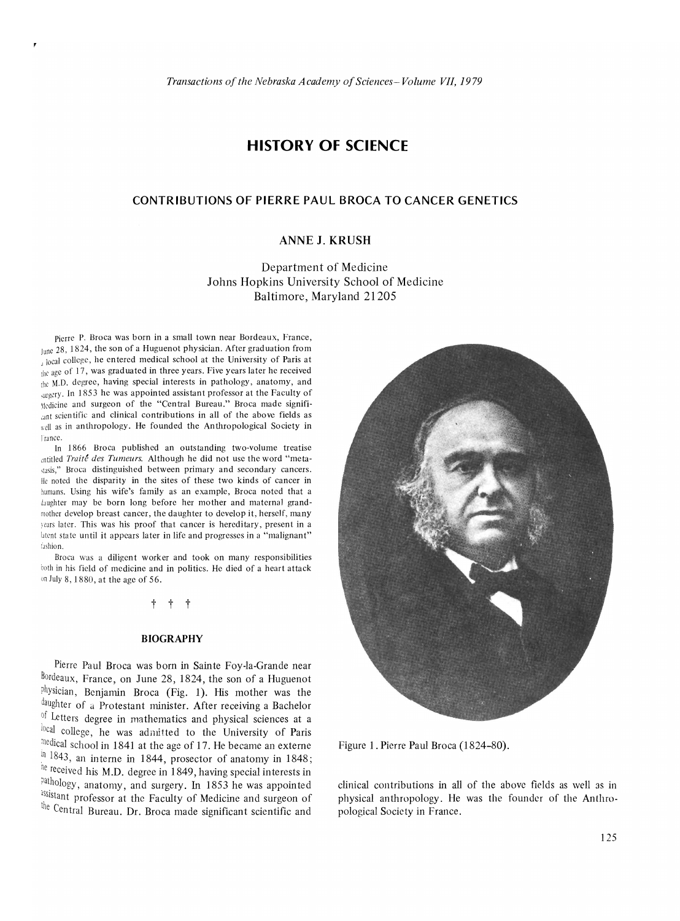# HISTORY OF SCIENCE

## CONTRIBUTIONS OF PIERRE PAUL BROCA TO CANCER GENETICS

### ANNE J. KRUSH

Department of Medicine
Johns Hopkins University School of Medicine
Baltimore, Maryland 21205

Pierre P. Broca was born in a small town near Bordeaux, France, June 28, 1824, the son of a Huguenot physician. After graduation from a local college, he entered medical school at the University of Paris at the age of 17, was graduated in three years. Five years later he received the M.D. degree, having special interests in pathology, anatomy, and surgery. In 1853 he was appointed assistant professor at the Faculty of Medicine and surgeon of the "Central Bureau." Broca made significant scientific and clinical contributions in all of the above fields as well as in anthropology. He founded the Anthropological Society in France.

In 1866 Broca published an outstanding two-volume treatise entitled *Traité des Tumeurs.* Although he did not use the word "metastasis," Broca distinguished between primary and secondary cancers. He noted the disparity in the sites of these two kinds of cancer in humans. Using his wife's family as an example, Broca noted that a daughter may be born long before her mother and maternal grandmother develop breast cancer, the daughter to develop it, herself, many years later. This was his proof that cancer is hereditary, present in a latent state until it appears later in life and progresses in a "malignant" fashion.

Broca was a diligent worker and took on many responsibilities both in his field of medicine and in politics. He died of a heart attack on July 8, 1880, at the age of 56.

† † †

#### BIOGRAPHY

Pierre Paul Broca was born in Sainte Foy-la-Grande near Bordeaux, France, on June 28, 1824, the son of a Huguenot physician, Benjamin Broca (Fig. 1). His mother was the daughter of a Protestant minister. After receiving a Bachelor of Letters degree in mathematics and physical sciences at a local college, he was admitted to the University of Paris medical school in 1841 at the age of 17. He became an externe in 1843, an interne in 1844, prosector of anatomy in 1848; he received his M.D. degree in 1849, having special interests in pathology, anatomy, and surgery. In 1853 he was appointed assistant professor at the Faculty of Medicine and surgeon of the Central Bureau. Dr. Broca made significant scientific and clinical contributions in all of the above fields as well as in physical anthropology. He was the founder of the Anthropological Society in France.

Figure 1. Pierre Paul Broca (1824–80).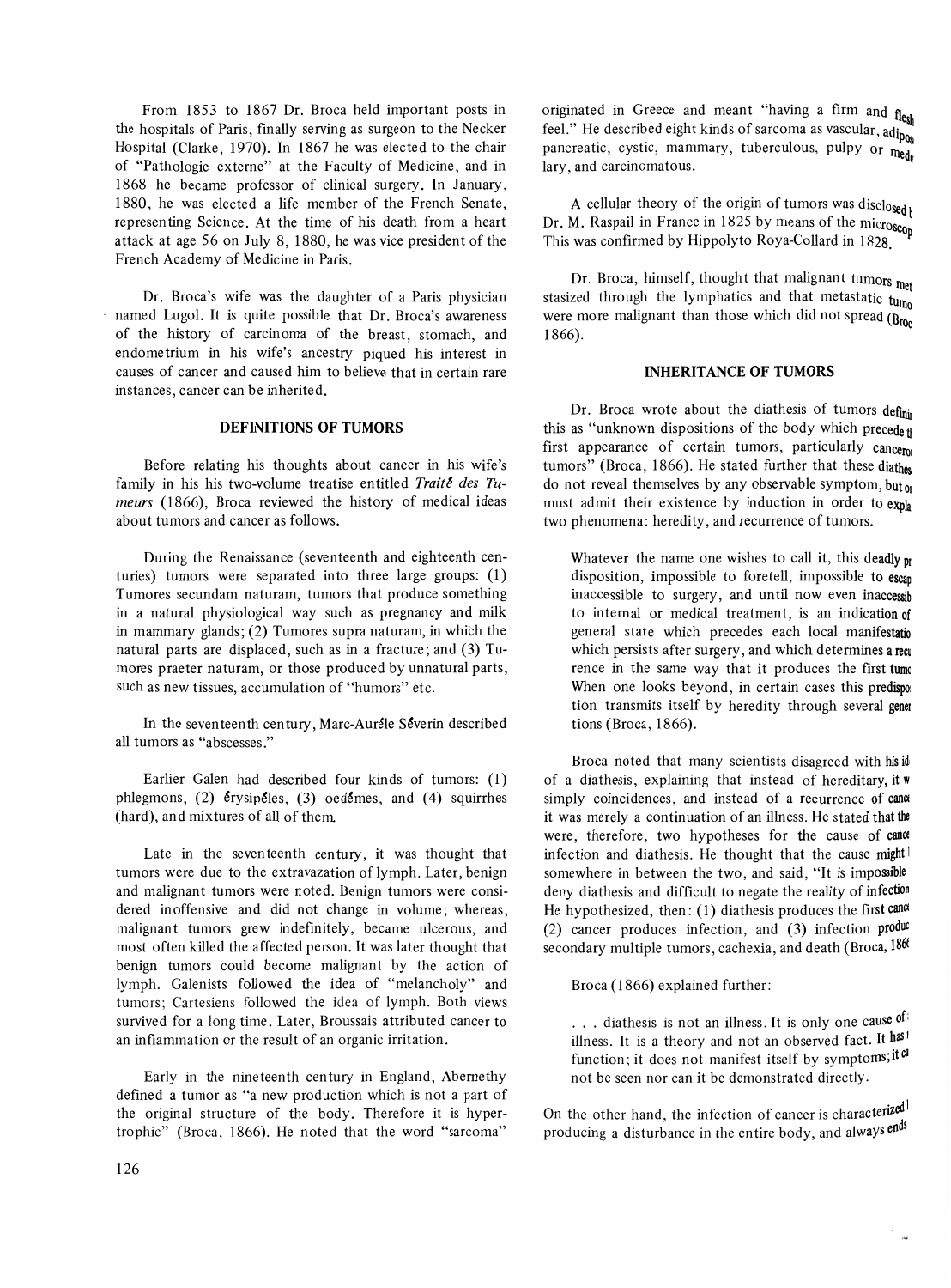From 1853 to 1867 Dr. Broca held important posts in the hospitals of Paris, finally serving as surgeon to the Necker Hospital (Clarke, 1970). In 1867 he was elected to the chair of "Pathologie externe" at the Faculty of Medicine, and in 1868 he became professor of clinical surgery. In January, 1880, he was elected a life member of the French Senate, representing Science. At the time of his death from a heart attack at age 56 on July 8, 1880, he was vice president of the French Academy of Medicine in Paris.

Dr. Broca's wife was the daughter of a Paris physician named Lugol. It is quite possible that Dr. Broca's awareness of the history of carcinoma of the breast, stomach, and endometrium in his wife's ancestry piqued his interest in causes of cancer and caused him to believe that in certain rare instances, cancer can be inherited.

## DEFINITIONS OF TUMORS

Before relating his thoughts about cancer in his wife's family in his his two-volume treatise entitled *Traité des Tumeurs* (1866), Broca reviewed the history of medical ideas about tumors and cancer as follows.

During the Renaissance (seventeenth and eighteenth centuries) tumors were separated into three large groups: (1) Tumores secundam naturam, tumors that produce something in a natural physiological way such as pregnancy and milk in mammary glands; (2) Tumores supra naturam, in which the natural parts are displaced, such as in a fracture; and (3) Tumores praeter naturam, or those produced by unnatural parts, such as new tissues, accumulation of "humors" etc.

In the seventeenth century, Marc-Aurèle Séverin described all tumors as "abscesses."

Earlier Galen had described four kinds of tumors: (1) phlegmons, (2) érysipèles, (3) oedèmes, and (4) squirrhes (hard), and mixtures of all of them.

Late in the seventeenth century, it was thought that tumors were due to the extravazation of lymph. Later, benign and malignant tumors were noted. Benign tumors were considered inoffensive and did not change in volume; whereas, malignant tumors grew indefinitely, became ulcerous, and most often killed the affected person. It was later thought that benign tumors could become malignant by the action of lymph. Galenists followed the idea of "melancholy" and tumors; Cartesiens followed the idea of lymph. Both views survived for a long time. Later, Broussais attributed cancer to an inflammation or the result of an organic irritation.

Early in the nineteenth century in England, Abernethy defined a tumor as "a new production which is not a part of the original structure of the body. Therefore it is hypertrophic" (Broca, 1866). He noted that the word "sarcoma" originated in Greece and meant "having a firm and flesh feel." He described eight kinds of sarcoma as vascular, adipose, pancreatic, cystic, mammary, tuberculous, pulpy or medullary, and carcinomatous.

A cellular theory of the origin of tumors was disclosed by Dr. M. Raspail in France in 1825 by means of the microscope. This was confirmed by Hippolyto Roya-Collard in 1828.

Dr. Broca, himself, thought that malignant tumors metastasized through the lymphatics and that metastatic tumors were more malignant than those which did not spread (Broca, 1866).

## INHERITANCE OF TUMORS

Dr. Broca wrote about the diathesis of tumors defining this as "unknown dispositions of the body which precede the first appearance of certain tumors, particularly cancerous tumors" (Broca, 1866). He stated further that these diatheses do not reveal themselves by any observable symptom, but one must admit their existence by induction in order to explain two phenomena: heredity, and recurrence of tumors.

> Whatever the name one wishes to call it, this deadly predisposition, impossible to foretell, impossible to escape, inaccessible to surgery, and until now even inaccessible to internal or medical treatment, is an indication of a general state which precedes each local manifestation, which persists after surgery, and which determines a recurrence in the same way that it produces the first tumor. When one looks beyond, in certain cases this predisposition transmits itself by heredity through several generations (Broca, 1866).

Broca noted that many scientists disagreed with his idea of a diathesis, explaining that instead of hereditary, it was simply coincidences, and instead of a recurrence of cancer it was merely a continuation of an illness. He stated that there were, therefore, two hypotheses for the cause of cancer: infection and diathesis. He thought that the cause might lie somewhere in between the two, and said, "It is impossible to deny diathesis and difficult to negate the reality of infection." He hypothesized, then: (1) diathesis produces the first cancer, (2) cancer produces infection, and (3) infection produces secondary multiple tumors, cachexia, and death (Broca, 1866).

Broca (1866) explained further:

> . . . diathesis is not an illness. It is only one cause of illness. It is a theory and not an observed fact. It has no function; it does not manifest itself by symptoms; it cannot be seen nor can it be demonstrated directly.

On the other hand, the infection of cancer is characterized by producing a disturbance in the entire body, and always ends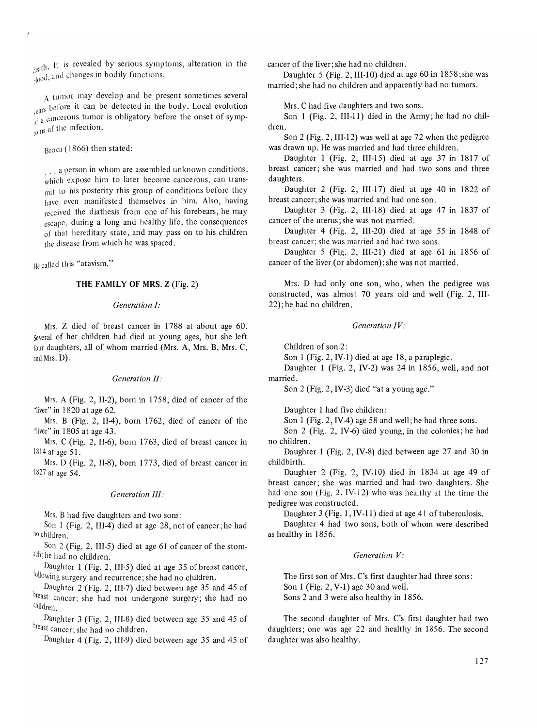death. It is revealed by serious symptoms, alteration in the blood, and changes in bodily functions.

A tumor may develop and be present sometimes several years before it can be detected in the body. Local evolution of a cancerous tumor is obligatory before the onset of symptoms of the infection.

Broca (1866) then stated:

> . . . a person in whom are assembled unknown conditions, which expose him to later become cancerous, can transmit to his posterity this group of conditions before they have even manifested themselves in him. Also, having received the diathesis from one of his forebears, he may escape, during a long and healthy life, the consequences of that hereditary state, and may pass on to his children the disease from which he was spared.

He called this "atavism."

### THE FAMILY OF MRS. Z (Fig. 2)

*Generation I:*

Mrs. Z died of breast cancer in 1788 at about age 60. Several of her children had died at young ages, but she left four daughters, all of whom married (Mrs. A, Mrs. B, Mrs. C, and Mrs. D).

*Generation II:*

Mrs. A (Fig. 2, II-2), born in 1758, died of cancer of the "liver" in 1820 at age 62.

Mrs. B (Fig. 2, II-4), born 1762, died of cancer of the "liver" in 1805 at age 43.

Mrs. C (Fig. 2, II-6), born 1763, died of breast cancer in 1814 at age 51.

Mrs. D (Fig. 2, II-8), born 1773, died of breast cancer in 1827 at age 54.

*Generation III:*

Mrs. B had five daughters and two sons:

Son 1 (Fig. 2, III-4) died at age 28, not of cancer; he had no children.

Son 2 (Fig. 2, III-5) died at age 61 of cancer of the stomach; he had no children.

Daughter 1 (Fig. 2, III-5) died at age 35 of breast cancer, following surgery and recurrence; she had no children.

Daughter 2 (Fig. 2, III-7) died between age 35 and 45 of breast cancer; she had not undergone surgery; she had no children.

Daughter 3 (Fig. 2, III-8) died between age 35 and 45 of breast cancer; she had no children.

Daughter 4 (Fig. 2, III-9) died between age 35 and 45 of cancer of the liver; she had no children.

Daughter 5 (Fig. 2, III-10) died at age 60 in 1858; she was married; she had no children and apparently had no tumors.

Mrs. C had five daughters and two sons.

Son 1 (Fig. 2, III-11) died in the Army; he had no children.

Son 2 (Fig. 2, III-12) was well at age 72 when the pedigree was drawn up. He was married and had three children.

Daughter 1 (Fig. 2, III-15) died at age 37 in 1817 of breast cancer; she was married and had two sons and three daughters.

Daughter 2 (Fig. 2, III-17) died at age 40 in 1822 of breast cancer; she was married and had one son.

Daughter 3 (Fig. 2, III-18) died at age 47 in 1837 of cancer of the uterus; she was not married.

Daughter 4 (Fig. 2, III-20) died at age 55 in 1848 of breast cancer; she was married and had two sons.

Daughter 5 (Fig. 2, III-21) died at age 61 in 1856 of cancer of the liver (or abdomen); she was not married.

Mrs. D had only one son, who, when the pedigree was constructed, was almost 70 years old and well (Fig. 2, III-22); he had no children.

*Generation IV:*

Children of son 2:

Son 1 (Fig. 2, IV-1) died at age 18, a paraplegic.

Daughter 1 (Fig. 2, IV-2) was 24 in 1856, well, and not married.

Son 2 (Fig. 2, IV-3) died "at a young age."

Daughter 1 had five children:

Son 1 (Fig. 2, IV-4) age 58 and well; he had three sons.

Son 2 (Fig. 2, IV-6) died young, in the colonies; he had no children.

Daughter 1 (Fig. 2, IV-8) died between age 27 and 30 in childbirth.

Daughter 2 (Fig. 2, IV-10) died in 1834 at age 49 of breast cancer; she was married and had two daughters. She had one son (Fig. 2, IV-12) who was healthy at the time the pedigree was constructed.

Daughter 3 (Fig. 1, IV-11) died at age 41 of tuberculosis.

Daughter 4 had two sons, both of whom were described as healthy in 1856.

*Generation V:*

The first son of Mrs. C's first daughter had three sons:

Son 1 (Fig. 2, V-1) age 30 and well.

Sons 2 and 3 were also healthy in 1856.

The second daughter of Mrs. C's first daughter had two daughters; one was age 22 and healthy in 1856. The second daughter was also healthy.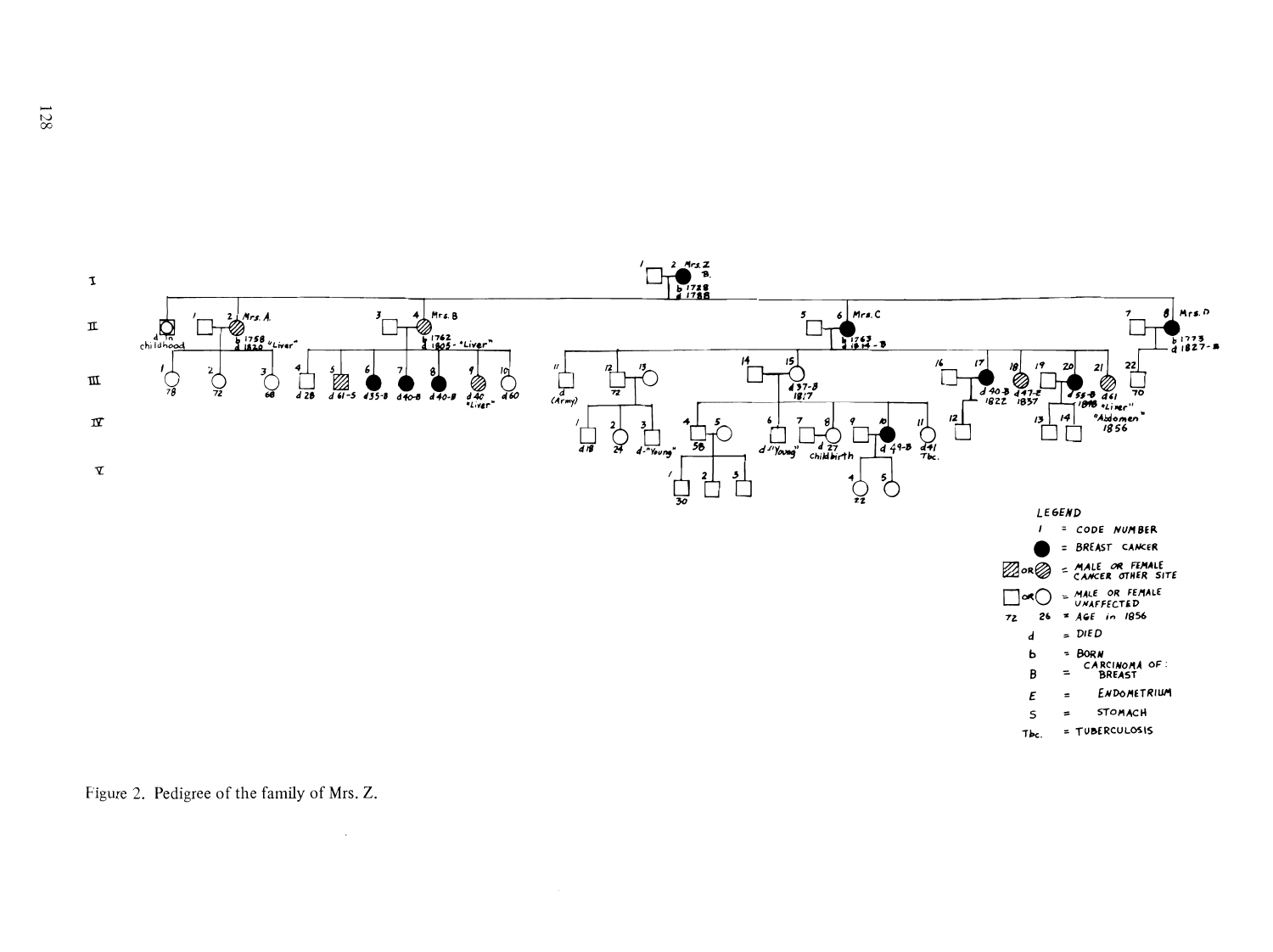Figure 2. Pedigree of the family of Mrs. Z.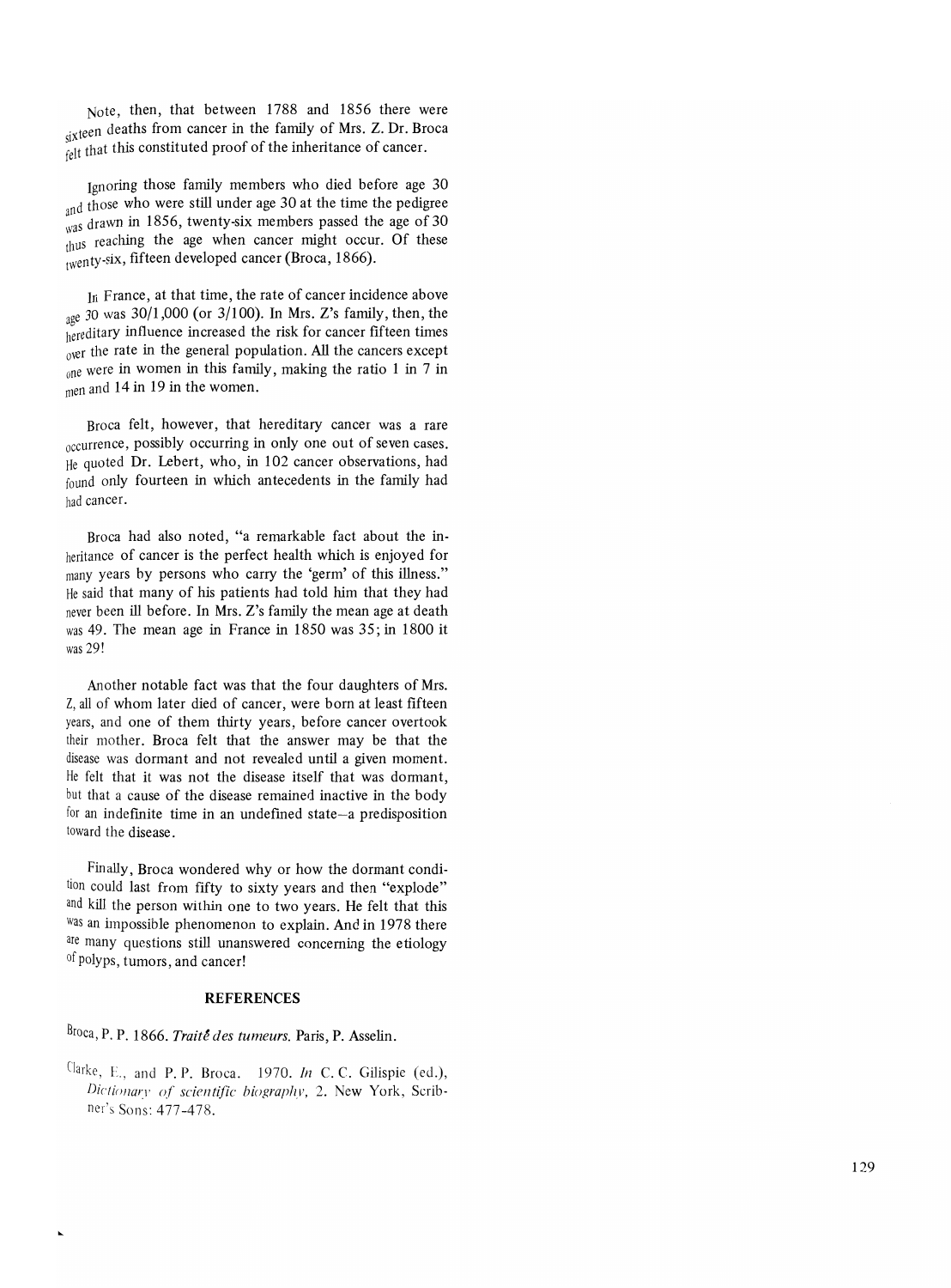Note, then, that between 1788 and 1856 there were sixteen deaths from cancer in the family of Mrs. Z. Dr. Broca felt that this constituted proof of the inheritance of cancer.

Ignoring those family members who died before age 30 and those who were still under age 30 at the time the pedigree was drawn in 1856, twenty-six members passed the age of 30 thus reaching the age when cancer might occur. Of these twenty-six, fifteen developed cancer (Broca, 1866).

In France, at that time, the rate of cancer incidence above age 30 was 30/1,000 (or 3/100). In Mrs. Z's family, then, the hereditary influence increased the risk for cancer fifteen times over the rate in the general population. All the cancers except one were in women in this family, making the ratio 1 in 7 in men and 14 in 19 in the women.

Broca felt, however, that hereditary cancer was a rare occurrence, possibly occurring in only one out of seven cases. He quoted Dr. Lebert, who, in 102 cancer observations, had found only fourteen in which antecedents in the family had had cancer.

Broca had also noted, "a remarkable fact about the inheritance of cancer is the perfect health which is enjoyed for many years by persons who carry the 'germ' of this illness." He said that many of his patients had told him that they had never been ill before. In Mrs. Z's family the mean age at death was 49. The mean age in France in 1850 was 35; in 1800 it was 29!

Another notable fact was that the four daughters of Mrs. Z, all of whom later died of cancer, were born at least fifteen years, and one of them thirty years, before cancer overtook their mother. Broca felt that the answer may be that the disease was dormant and not revealed until a given moment. He felt that it was not the disease itself that was dormant, but that a cause of the disease remained inactive in the body for an indefinite time in an undefined state—a predisposition toward the disease.

Finally, Broca wondered why or how the dormant condition could last from fifty to sixty years and then "explode" and kill the person within one to two years. He felt that this was an impossible phenomenon to explain. And in 1978 there are many questions still unanswered concerning the etiology of polyps, tumors, and cancer!

## REFERENCES

Broca, P. P. 1866. *Traité des tumeurs.* Paris, P. Asselin.

Clarke, E., and P. P. Broca. 1970. *In* C. C. Gilispie (ed.), *Dictionary of scientific biography,* 2. New York, Scribner's Sons: 477-478.